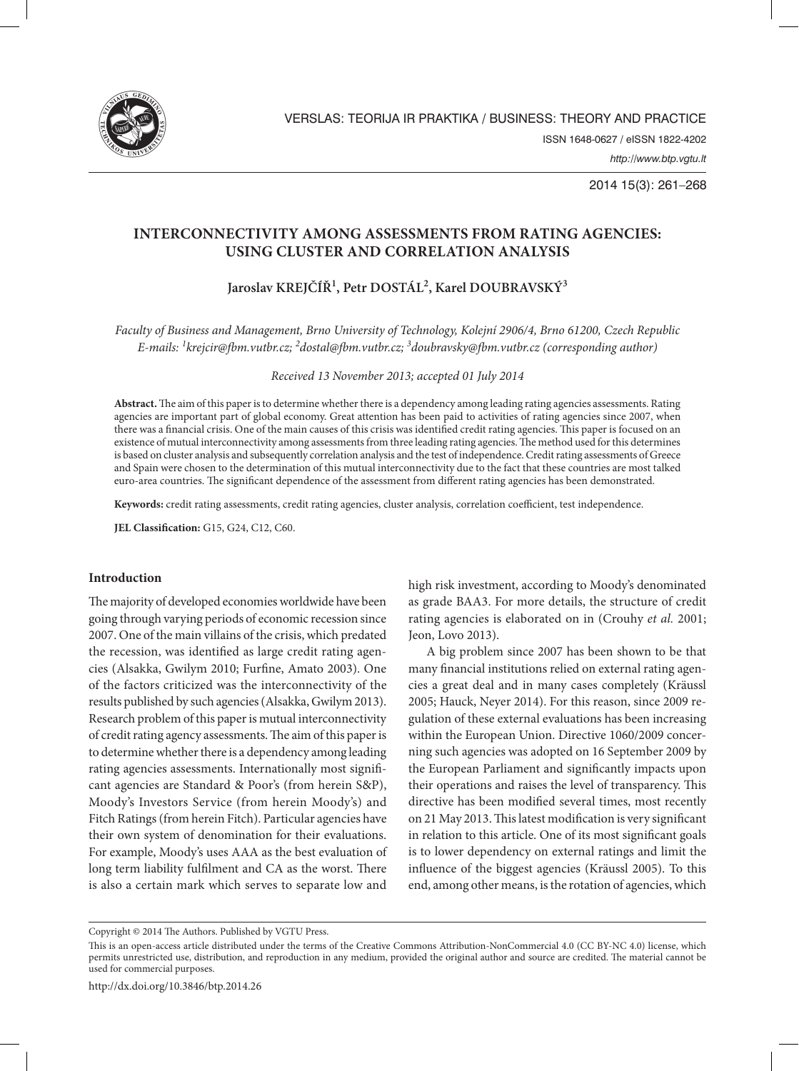# INTERCONNECTIVITY AMONG ASSESSMENTS FROM RATING AGENCIES: USING CLUSTER AND CORRELATION ANALYSIS

**Jaroslav KREJČÍŘ[1], Petr DOSTÁL[2], Karel DOUBRAVSKÝ[3]**

*Faculty of Business and Management, Brno University of Technology, Kolejní 2906/4, Brno 61200, Czech Republic*
*E-mails: [1]krejcir@fbm.vutbr.cz; [2]dostal@fbm.vutbr.cz; [3]doubravsky@fbm.vutbr.cz (corresponding author)*

*Received 13 November 2013; accepted 01 July 2014*

**Abstract.** The aim of this paper is to determine whether there is a dependency among leading rating agencies assessments. Rating agencies are important part of global economy. Great attention has been paid to activities of rating agencies since 2007, when there was a financial crisis. One of the main causes of this crisis was identified credit rating agencies. This paper is focused on an existence of mutual interconnectivity among assessments from three leading rating agencies. The method used for this determines is based on cluster analysis and subsequently correlation analysis and the test of independence. Credit rating assessments of Greece and Spain were chosen to the determination of this mutual interconnectivity due to the fact that these countries are most talked euro-area countries. The significant dependence of the assessment from different rating agencies has been demonstrated.

**Keywords:** credit rating assessments, credit rating agencies, cluster analysis, correlation coefficient, test independence.

**JEL Classification:** G15, G24, C12, C60.

## Introduction

The majority of developed economies worldwide have been going through varying periods of economic recession since 2007. One of the main villains of the crisis, which predated the recession, was identified as large credit rating agencies (Alsakka, Gwilym 2010; Furfine, Amato 2003). One of the factors criticized was the interconnectivity of the results published by such agencies (Alsakka, Gwilym 2013). Research problem of this paper is mutual interconnectivity of credit rating agency assessments. The aim of this paper is to determine whether there is a dependency among leading rating agencies assessments. Internationally most significant agencies are Standard & Poor's (from herein S&P), Moody's Investors Service (from herein Moody's) and Fitch Ratings (from herein Fitch). Particular agencies have their own system of denomination for their evaluations. For example, Moody's uses AAA as the best evaluation of long term liability fulfilment and CA as the worst. There is also a certain mark which serves to separate low and high risk investment, according to Moody's denominated as grade BAA3. For more details, the structure of credit rating agencies is elaborated on in (Crouhy *et al.* 2001; Jeon, Lovo 2013).

A big problem since 2007 has been shown to be that many financial institutions relied on external rating agencies a great deal and in many cases completely (Kräussl 2005; Hauck, Neyer 2014). For this reason, since 2009 regulation of these external evaluations has been increasing within the European Union. Directive 1060/2009 concerning such agencies was adopted on 16 September 2009 by the European Parliament and significantly impacts upon their operations and raises the level of transparency. This directive has been modified several times, most recently on 21 May 2013. This latest modification is very significant in relation to this article. One of its most significant goals is to lower dependency on external ratings and limit the influence of the biggest agencies (Kräussl 2005). To this end, among other means, is the rotation of agencies, which

Copyright © 2014 The Authors. Published by VGTU Press.

This is an open-access article distributed under the terms of the Creative Commons Attribution-NonCommercial 4.0 (CC BY-NC 4.0) license, which permits unrestricted use, distribution, and reproduction in any medium, provided the original author and source are credited. The material cannot be used for commercial purposes.

http://dx.doi.org/10.3846/btp.2014.26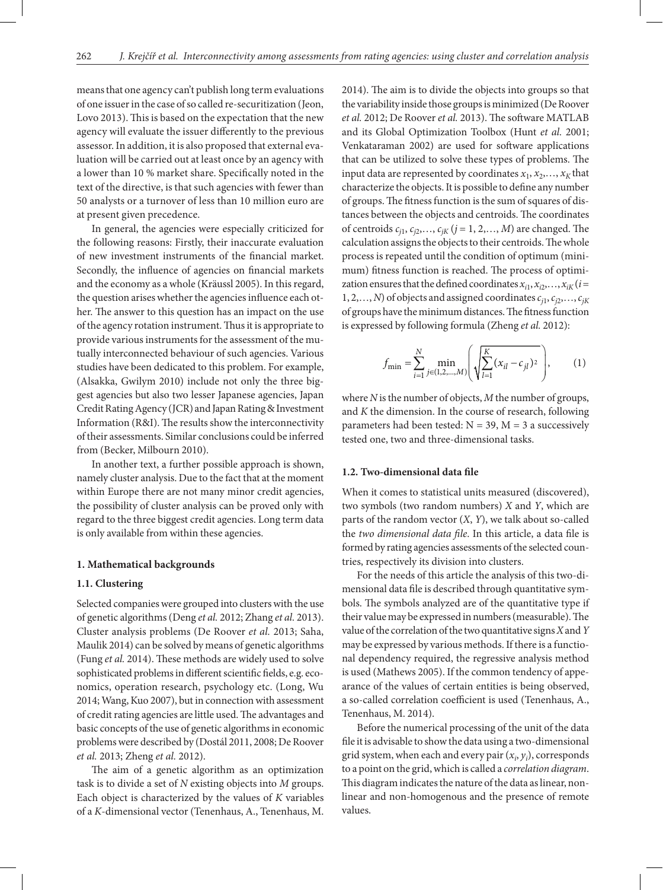means that one agency can't publish long term evaluations of one issuer in the case of so called re-securitization (Jeon, Lovo 2013). This is based on the expectation that the new agency will evaluate the issuer differently to the previous assessor. In addition, it is also proposed that external evaluation will be carried out at least once by an agency with a lower than 10 % market share. Specifically noted in the text of the directive, is that such agencies with fewer than 50 analysts or a turnover of less than 10 million euro are at present given precedence.

In general, the agencies were especially criticized for the following reasons: Firstly, their inaccurate evaluation of new investment instruments of the financial market. Secondly, the influence of agencies on financial markets and the economy as a whole (Kräussl 2005). In this regard, the question arises whether the agencies influence each other. The answer to this question has an impact on the use of the agency rotation instrument. Thus it is appropriate to provide various instruments for the assessment of the mutually interconnected behaviour of such agencies. Various studies have been dedicated to this problem. For example, (Alsakka, Gwilym 2010) include not only the three biggest agencies but also two lesser Japanese agencies, Japan Credit Rating Agency (JCR) and Japan Rating & Investment Information (R&I). The results show the interconnectivity of their assessments. Similar conclusions could be inferred from (Becker, Milbourn 2010).

In another text, a further possible approach is shown, namely cluster analysis. Due to the fact that at the moment within Europe there are not many minor credit agencies, the possibility of cluster analysis can be proved only with regard to the three biggest credit agencies. Long term data is only available from within these agencies.

## 1. Mathematical backgrounds

### 1.1. Clustering

Selected companies were grouped into clusters with the use of genetic algorithms (Deng *et al.* 2012; Zhang *et al.* 2013). Cluster analysis problems (De Roover *et al.* 2013; Saha, Maulik 2014) can be solved by means of genetic algorithms (Fung *et al.* 2014). These methods are widely used to solve sophisticated problems in different scientific fields, e.g. economics, operation research, psychology etc. (Long, Wu 2014; Wang, Kuo 2007), but in connection with assessment of credit rating agencies are little used. The advantages and basic concepts of the use of genetic algorithms in economic problems were described by (Dostál 2011, 2008; De Roover *et al.* 2013; Zheng *et al.* 2012).

The aim of a genetic algorithm as an optimization task is to divide a set of $N$ existing objects into $M$ groups. Each object is characterized by the values of $K$ variables of a $K$-dimensional vector (Tenenhaus, A., Tenenhaus, M. 2014). The aim is to divide the objects into groups so that the variability inside those groups is minimized (De Roover *et al.* 2012; De Roover *et al.* 2013). The software MATLAB and its Global Optimization Toolbox (Hunt *et al.* 2001; Venkataraman 2002) are used for software applications that can be utilized to solve these types of problems. The input data are represented by coordinates $x_1, x_2,\ldots, x_K$ that characterize the objects. It is possible to define any number of groups. The fitness function is the sum of squares of distances between the objects and centroids. The coordinates of centroids $c_{j1}, c_{j2},\ldots, c_{jK}$ ($j = 1, 2,\ldots, M$) are changed. The calculation assigns the objects to their centroids. The whole process is repeated until the condition of optimum (minimum) fitness function is reached. The process of optimization ensures that the defined coordinates $x_{i1}, x_{i2},\ldots, x_{iK}$ ($i = 1, 2,\ldots, N$) of objects and assigned coordinates $c_{j1}, c_{j2},\ldots, c_{jK}$ of groups have the minimum distances. The fitness function is expressed by following formula (Zheng *et al.* 2012):

$$f_{\min} = \sum_{i=1}^{N} \min_{j \in (1,2,\ldots,M)} \left( \sqrt{\sum_{l=1}^{K} (x_{il} - c_{jl})^2} \right), \qquad (1)$$

where $N$ is the number of objects, $M$ the number of groups, and $K$ the dimension. In the course of research, following parameters had been tested: N = 39, M = 3 a successively tested one, two and three-dimensional tasks.

### 1.2. Two-dimensional data file

When it comes to statistical units measured (discovered), two symbols (two random numbers) $X$ and $Y$, which are parts of the random vector $(X, Y)$, we talk about so-called the *two dimensional data file*. In this article, a data file is formed by rating agencies assessments of the selected countries, respectively its division into clusters.

For the needs of this article the analysis of this two-dimensional data file is described through quantitative symbols. The symbols analyzed are of the quantitative type if their value may be expressed in numbers (measurable). The value of the correlation of the two quantitative signs $X$ and $Y$ may be expressed by various methods. If there is a functional dependency required, the regressive analysis method is used (Mathews 2005). If the common tendency of appearance of the values of certain entities is being observed, a so-called correlation coefficient is used (Tenenhaus, A., Tenenhaus, M. 2014).

Before the numerical processing of the unit of the data file it is advisable to show the data using a two-dimensional grid system, when each and every pair $(x_i, y_i)$, corresponds to a point on the grid, which is called a *correlation diagram*. This diagram indicates the nature of the data as linear, nonlinear and non-homogenous and the presence of remote values.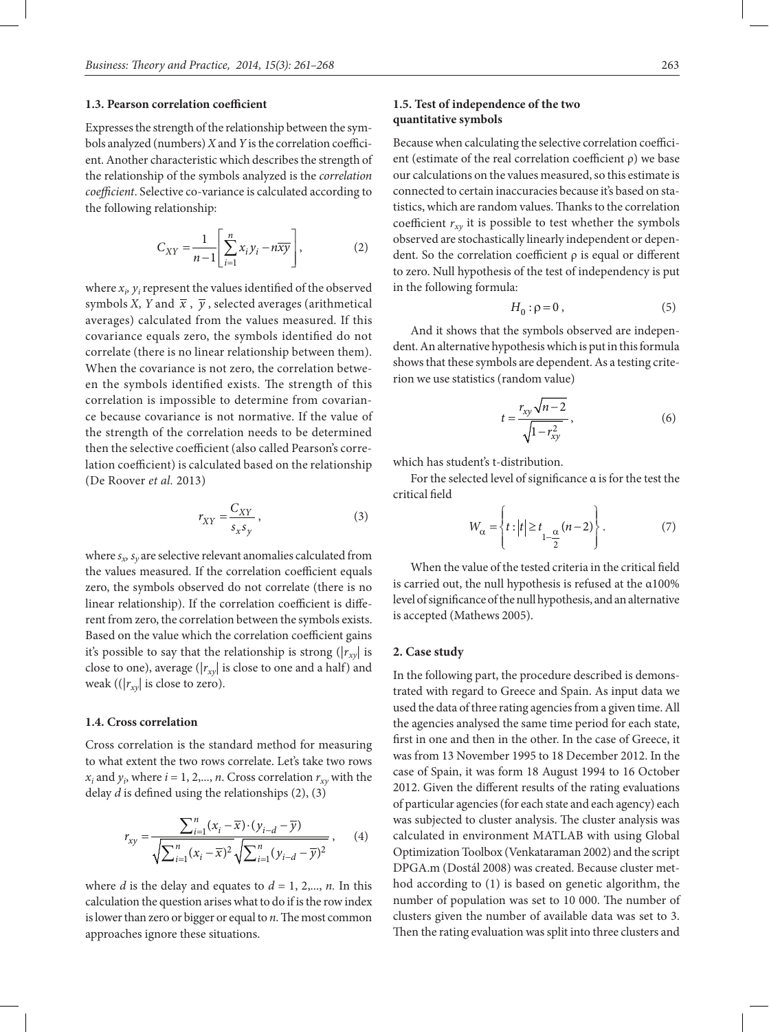### 1.3. Pearson correlation coefficient

Expresses the strength of the relationship between the symbols analyzed (numbers) $X$ and $Y$ is the correlation coefficient. Another characteristic which describes the strength of the relationship of the symbols analyzed is the *correlation coefficient*. Selective co-variance is calculated according to the following relationship:

$$C_{XY} = \frac{1}{n-1}\left[\sum_{i=1}^{n} x_i y_i - n\overline{xy}\right], \tag{2}$$

where $x_i$, $y_i$ represent the values identified of the observed symbols $X$, $Y$ and $\overline{x}$, $\overline{y}$, selected averages (arithmetical averages) calculated from the values measured. If this covariance equals zero, the symbols identified do not correlate (there is no linear relationship between them). When the covariance is not zero, the correlation between the symbols identified exists. The strength of this correlation is impossible to determine from covariance because covariance is not normative. If the value of the strength of the correlation needs to be determined then the selective coefficient (also called Pearson's correlation coefficient) is calculated based on the relationship (De Roover *et al.* 2013)

$$r_{XY} = \frac{C_{XY}}{s_x s_y}, \tag{3}$$

where $s_x$, $s_y$ are selective relevant anomalies calculated from the values measured. If the correlation coefficient equals zero, the symbols observed do not correlate (there is no linear relationship). If the correlation coefficient is different from zero, the correlation between the symbols exists. Based on the value which the correlation coefficient gains it's possible to say that the relationship is strong ($|r_{xy}|$ is close to one), average ($|r_{xy}|$ is close to one and a half) and weak (($|r_{xy}|$ is close to zero).

### 1.4. Cross correlation

Cross correlation is the standard method for measuring to what extent the two rows correlate. Let's take two rows $x_i$ and $y_i$, where $i = 1, 2,..., n$. Cross correlation $r_{xy}$ with the delay $d$ is defined using the relationships (2), (3)

$$r_{xy} = \frac{\sum_{i=1}^{n}(x_i - \overline{x})\cdot(y_{i-d} - \overline{y})}{\sqrt{\sum_{i=1}^{n}(x_i - \overline{x})^2}\sqrt{\sum_{i=1}^{n}(y_{i-d} - \overline{y})^2}}, \tag{4}$$

where $d$ is the delay and equates to $d = 1, 2,..., n$. In this calculation the question arises what to do if is the row index is lower than zero or bigger or equal to $n$. The most common approaches ignore these situations.

### 1.5. Test of independence of the two quantitative symbols

Because when calculating the selective correlation coefficient (estimate of the real correlation coefficient $\rho$) we base our calculations on the values measured, so this estimate is connected to certain inaccuracies because it's based on statistics, which are random values. Thanks to the correlation coefficient $r_{xy}$ it is possible to test whether the symbols observed are stochastically linearly independent or dependent. So the correlation coefficient $\rho$ is equal or different to zero. Null hypothesis of the test of independency is put in the following formula:

$$H_0 : \rho = 0, \tag{5}$$

And it shows that the symbols observed are independent. An alternative hypothesis which is put in this formula shows that these symbols are dependent. As a testing criterion we use statistics (random value)

$$t = \frac{r_{xy}\sqrt{n-2}}{\sqrt{1-r_{xy}^2}}, \tag{6}$$

which has student's t-distribution.

For the selected level of significance $\alpha$ is for the test the critical field

$$W_\alpha = \left\{ t : |t| \geq t_{1-\frac{\alpha}{2}}(n-2) \right\}. \tag{7}$$

When the value of the tested criteria in the critical field is carried out, the null hypothesis is refused at the $\alpha$100% level of significance of the null hypothesis, and an alternative is accepted (Mathews 2005).

## 2. Case study

In the following part, the procedure described is demonstrated with regard to Greece and Spain. As input data we used the data of three rating agencies from a given time. All the agencies analysed the same time period for each state, first in one and then in the other. In the case of Greece, it was from 13 November 1995 to 18 December 2012. In the case of Spain, it was form 18 August 1994 to 16 October 2012. Given the different results of the rating evaluations of particular agencies (for each state and each agency) each was subjected to cluster analysis. The cluster analysis was calculated in environment MATLAB with using Global Optimization Toolbox (Venkataraman 2002) and the script DPGA.m (Dostál 2008) was created. Because cluster method according to (1) is based on genetic algorithm, the number of population was set to 10 000. The number of clusters given the number of available data was set to 3. Then the rating evaluation was split into three clusters and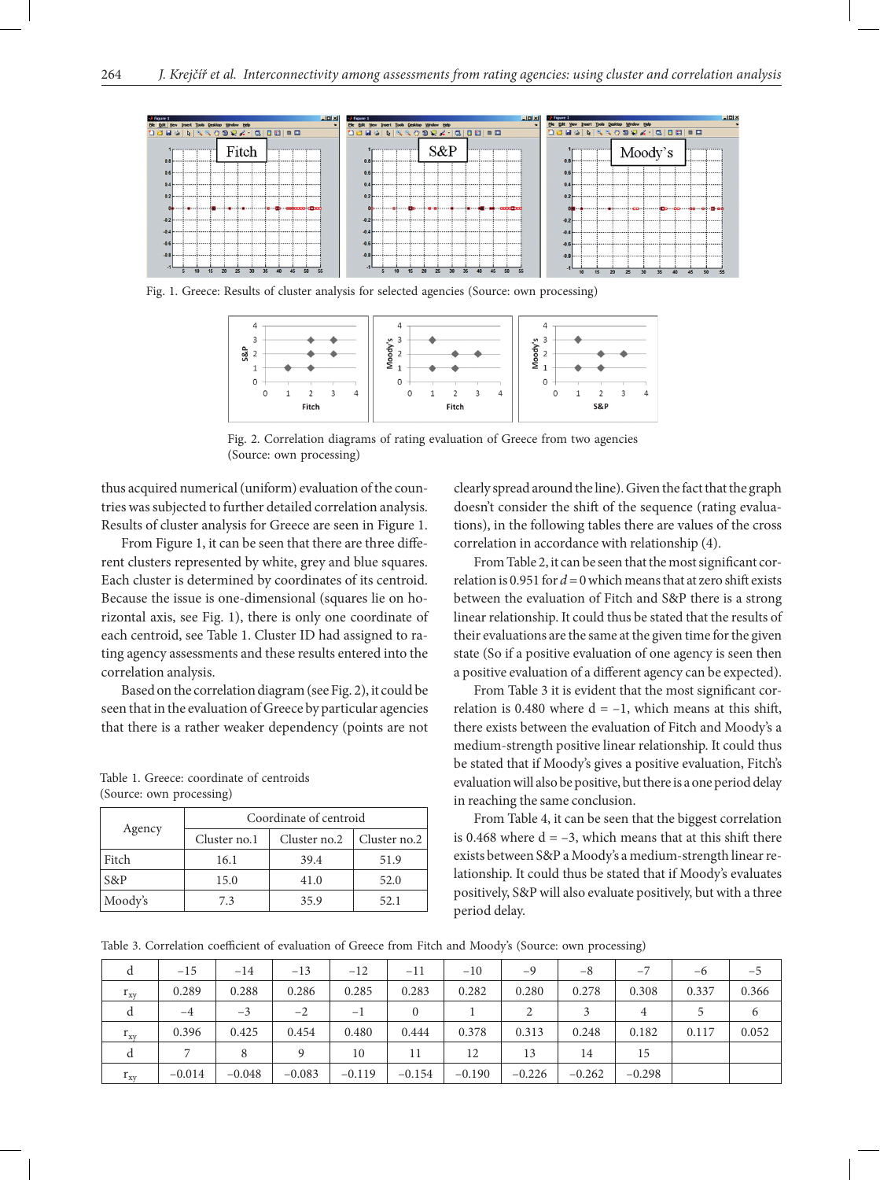Fitch

S&P

Moody's

Fig. 1. Greece: Results of cluster analysis for selected agencies (Source: own processing)

S&P

Fitch

Moody's

Fitch

Moody's

S&P

Fig. 2. Correlation diagrams of rating evaluation of Greece from two agencies (Source: own processing)

thus acquired numerical (uniform) evaluation of the countries was subjected to further detailed correlation analysis. Results of cluster analysis for Greece are seen in Figure 1.

From Figure 1, it can be seen that there are three different clusters represented by white, grey and blue squares. Each cluster is determined by coordinates of its centroid. Because the issue is one-dimensional (squares lie on horizontal axis, see Fig. 1), there is only one coordinate of each centroid, see Table 1. Cluster ID had assigned to rating agency assessments and these results entered into the correlation analysis.

Based on the correlation diagram (see Fig. 2), it could be seen that in the evaluation of Greece by particular agencies that there is a rather weaker dependency (points are not clearly spread around the line). Given the fact that the graph doesn't consider the shift of the sequence (rating evaluations), in the following tables there are values of the cross correlation in accordance with relationship (4).

From Table 2, it can be seen that the most significant correlation is 0.951 for $d = 0$ which means that at zero shift exists between the evaluation of Fitch and S&P there is a strong linear relationship. It could thus be stated that the results of their evaluations are the same at the given time for the given state (So if a positive evaluation of one agency is seen then a positive evaluation of a different agency can be expected).

From Table 3 it is evident that the most significant correlation is 0.480 where $d = -1$, which means at this shift, there exists between the evaluation of Fitch and Moody's a medium-strength positive linear relationship. It could thus be stated that if Moody's gives a positive evaluation, Fitch's evaluation will also be positive, but there is a one period delay in reaching the same conclusion.

From Table 4, it can be seen that the biggest correlation is 0.468 where $d = -3$, which means that at this shift there exists between S&P a Moody's a medium-strength linear relationship. It could thus be stated that if Moody's evaluates positively, S&P will also evaluate positively, but with a three period delay.

Table 1. Greece: coordinate of centroids (Source: own processing)

| Agency | Coordinate of centroid | | |
|---|---|---|---|
| | Cluster no.1 | Cluster no.2 | Cluster no.2 |
| Fitch | 16.1 | 39.4 | 51.9 |
| S&P | 15.0 | 41.0 | 52.0 |
| Moody's | 7.3 | 35.9 | 52.1 |

Table 3. Correlation coefficient of evaluation of Greece from Fitch and Moody's (Source: own processing)

| | | | | | | | | | | |
|---|---|---|---|---|---|---|---|---|---|---|
| d | −15 | −14 | −13 | −12 | −11 | −10 | −9 | −8 | −7 | −6 | −5 |
| $r_{xy}$ | 0.289 | 0.288 | 0.286 | 0.285 | 0.283 | 0.282 | 0.280 | 0.278 | 0.308 | 0.337 | 0.366 |
| d | −4 | −3 | −2 | −1 | 0 | 1 | 2 | 3 | 4 | 5 | 6 |
| $r_{xy}$ | 0.396 | 0.425 | 0.454 | 0.480 | 0.444 | 0.378 | 0.313 | 0.248 | 0.182 | 0.117 | 0.052 |
| d | 7 | 8 | 9 | 10 | 11 | 12 | 13 | 14 | 15 | | |
| $r_{xy}$ | −0.014 | −0.048 | −0.083 | −0.119 | −0.154 | −0.190 | −0.226 | −0.262 | −0.298 | | |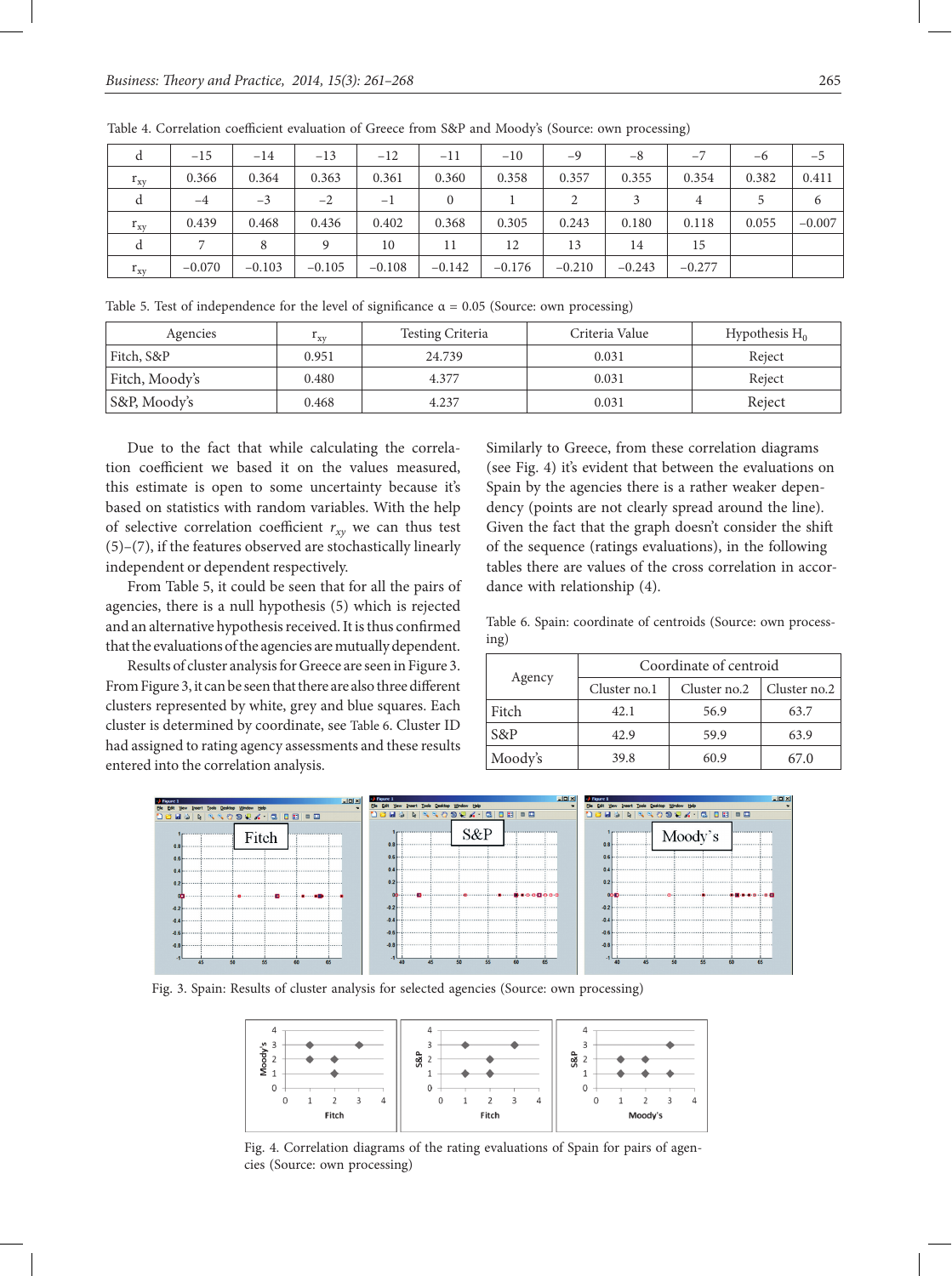Table 4. Correlation coefficient evaluation of Greece from S&P and Moody's (Source: own processing)

| d | −15 | −14 | −13 | −12 | −11 | −10 | −9 | −8 | −7 | −6 | −5 |
|---|---|---|---|---|---|---|---|---|---|---|---|
| $r_{xy}$ | 0.366 | 0.364 | 0.363 | 0.361 | 0.360 | 0.358 | 0.357 | 0.355 | 0.354 | 0.382 | 0.411 |
| d | −4 | −3 | −2 | −1 | 0 | 1 | 2 | 3 | 4 | 5 | 6 |
| $r_{xy}$ | 0.439 | 0.468 | 0.436 | 0.402 | 0.368 | 0.305 | 0.243 | 0.180 | 0.118 | 0.055 | −0.007 |
| d | 7 | 8 | 9 | 10 | 11 | 12 | 13 | 14 | 15 | | |
| $r_{xy}$ | −0.070 | −0.103 | −0.105 | −0.108 | −0.142 | −0.176 | −0.210 | −0.243 | −0.277 | | |

Table 5. Test of independence for the level of significance α = 0.05 (Source: own processing)

| Agencies | $r_{xy}$ | Testing Criteria | Criteria Value | Hypothesis $H_0$ |
|---|---|---|---|---|
| Fitch, S&P | 0.951 | 24.739 | 0.031 | Reject |
| Fitch, Moody's | 0.480 | 4.377 | 0.031 | Reject |
| S&P, Moody's | 0.468 | 4.237 | 0.031 | Reject |

Due to the fact that while calculating the correlation coefficient we based it on the values measured, this estimate is open to some uncertainty because it's based on statistics with random variables. With the help of selective correlation coefficient $r_{xy}$ we can thus test (5)–(7), if the features observed are stochastically linearly independent or dependent respectively.

From Table 5, it could be seen that for all the pairs of agencies, there is a null hypothesis (5) which is rejected and an alternative hypothesis received. It is thus confirmed that the evaluations of the agencies are mutually dependent.

Results of cluster analysis for Greece are seen in Figure 3. From Figure 3, it can be seen that there are also three different clusters represented by white, grey and blue squares. Each cluster is determined by coordinate, see Table 6. Cluster ID had assigned to rating agency assessments and these results entered into the correlation analysis.

Similarly to Greece, from these correlation diagrams (see Fig. 4) it's evident that between the evaluations on Spain by the agencies there is a rather weaker dependency (points are not clearly spread around the line). Given the fact that the graph doesn't consider the shift of the sequence (ratings evaluations), in the following tables there are values of the cross correlation in accordance with relationship (4).

Table 6. Spain: coordinate of centroids (Source: own processing)

| Agency | Coordinate of centroid | | |
|---|---|---|---|
| | Cluster no.1 | Cluster no.2 | Cluster no.2 |
| Fitch | 42.1 | 56.9 | 63.7 |
| S&P | 42.9 | 59.9 | 63.9 |
| Moody's | 39.8 | 60.9 | 67.0 |

Fig. 3. Spain: Results of cluster analysis for selected agencies (Source: own processing)

Fig. 4. Correlation diagrams of the rating evaluations of Spain for pairs of agencies (Source: own processing)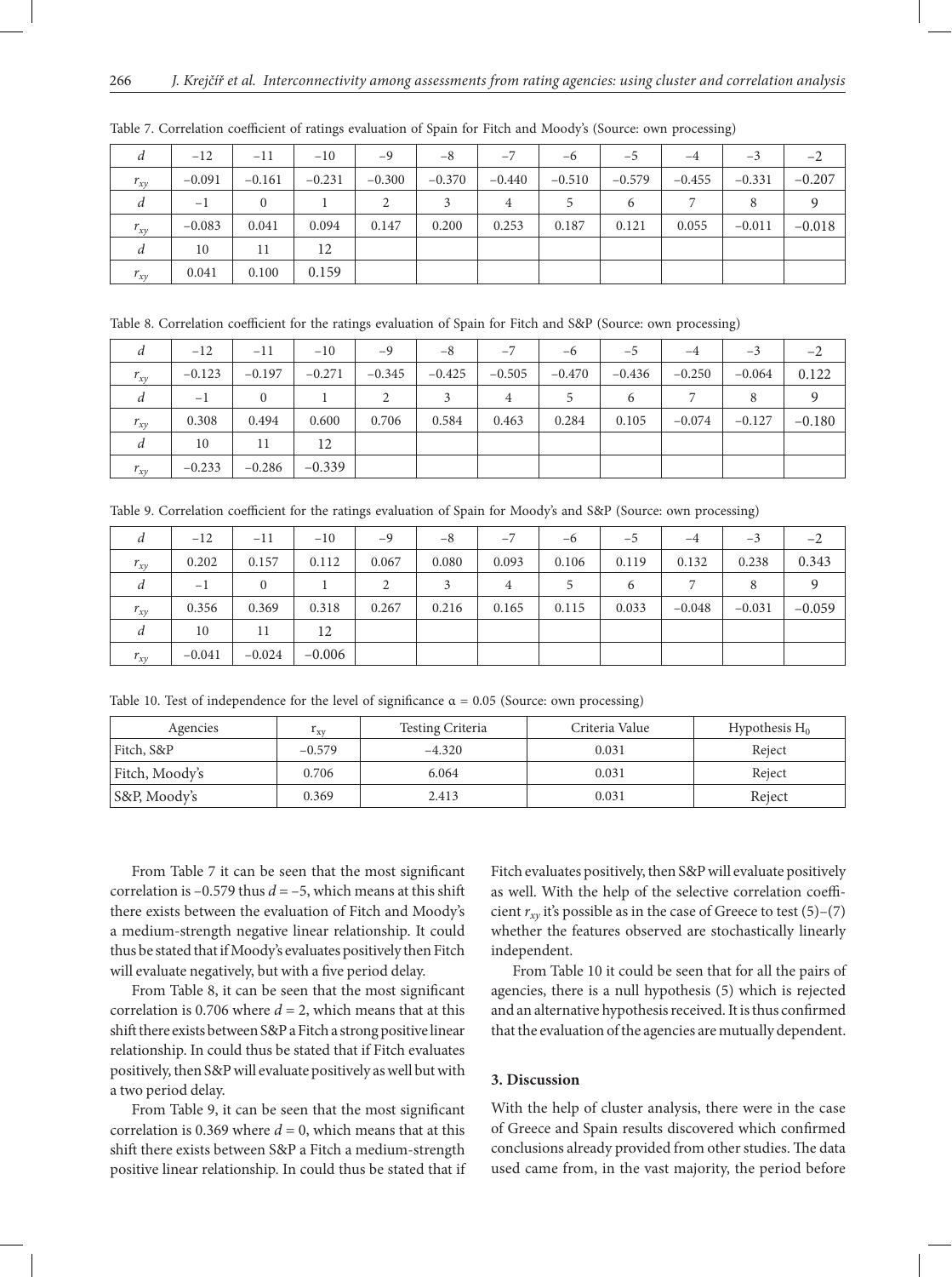Table 7. Correlation coefficient of ratings evaluation of Spain for Fitch and Moody's (Source: own processing)

| | | | | | | | | | | | |
|---|---|---|---|---|---|---|---|---|---|---|---|
| $d$ | −12 | −11 | −10 | −9 | −8 | −7 | −6 | −5 | −4 | −3 | −2 |
| $r_{xy}$ | −0.091 | −0.161 | −0.231 | −0.300 | −0.370 | −0.440 | −0.510 | −0.579 | −0.455 | −0.331 | −0.207 |
| $d$ | −1 | 0 | 1 | 2 | 3 | 4 | 5 | 6 | 7 | 8 | 9 |
| $r_{xy}$ | −0.083 | 0.041 | 0.094 | 0.147 | 0.200 | 0.253 | 0.187 | 0.121 | 0.055 | −0.011 | −0.018 |
| $d$ | 10 | 11 | 12 | | | | | | | | |
| $r_{xy}$ | 0.041 | 0.100 | 0.159 | | | | | | | | |

Table 8. Correlation coefficient for the ratings evaluation of Spain for Fitch and S&P (Source: own processing)

| | | | | | | | | | | | |
|---|---|---|---|---|---|---|---|---|---|---|---|
| $d$ | −12 | −11 | −10 | −9 | −8 | −7 | −6 | −5 | −4 | −3 | −2 |
| $r_{xy}$ | −0.123 | −0.197 | −0.271 | −0.345 | −0.425 | −0.505 | −0.470 | −0.436 | −0.250 | −0.064 | 0.122 |
| $d$ | −1 | 0 | 1 | 2 | 3 | 4 | 5 | 6 | 7 | 8 | 9 |
| $r_{xy}$ | 0.308 | 0.494 | 0.600 | 0.706 | 0.584 | 0.463 | 0.284 | 0.105 | −0.074 | −0.127 | −0.180 |
| $d$ | 10 | 11 | 12 | | | | | | | | |
| $r_{xy}$ | −0.233 | −0.286 | −0.339 | | | | | | | | |

Table 9. Correlation coefficient for the ratings evaluation of Spain for Moody's and S&P (Source: own processing)

| | | | | | | | | | | | |
|---|---|---|---|---|---|---|---|---|---|---|---|
| $d$ | −12 | −11 | −10 | −9 | −8 | −7 | −6 | −5 | −4 | −3 | −2 |
| $r_{xy}$ | 0.202 | 0.157 | 0.112 | 0.067 | 0.080 | 0.093 | 0.106 | 0.119 | 0.132 | 0.238 | 0.343 |
| $d$ | −1 | 0 | 1 | 2 | 3 | 4 | 5 | 6 | 7 | 8 | 9 |
| $r_{xy}$ | 0.356 | 0.369 | 0.318 | 0.267 | 0.216 | 0.165 | 0.115 | 0.033 | −0.048 | −0.031 | −0.059 |
| $d$ | 10 | 11 | 12 | | | | | | | | |
| $r_{xy}$ | −0.041 | −0.024 | −0.006 | | | | | | | | |

Table 10. Test of independence for the level of significance α = 0.05 (Source: own processing)

| Agencies | $r_{xy}$ | Testing Criteria | Criteria Value | Hypothesis $H_0$ |
|---|---|---|---|---|
| Fitch, S&P | −0.579 | −4.320 | 0.031 | Reject |
| Fitch, Moody's | 0.706 | 6.064 | 0.031 | Reject |
| S&P, Moody's | 0.369 | 2.413 | 0.031 | Reject |

From Table 7 it can be seen that the most significant correlation is −0.579 thus $d = -5$, which means at this shift there exists between the evaluation of Fitch and Moody's a medium-strength negative linear relationship. It could thus be stated that if Moody's evaluates positively then Fitch will evaluate negatively, but with a five period delay.

From Table 8, it can be seen that the most significant correlation is 0.706 where $d = 2$, which means that at this shift there exists between S&P a Fitch a strong positive linear relationship. In could thus be stated that if Fitch evaluates positively, then S&P will evaluate positively as well but with a two period delay.

From Table 9, it can be seen that the most significant correlation is 0.369 where $d = 0$, which means that at this shift there exists between S&P a Fitch a medium-strength positive linear relationship. In could thus be stated that if Fitch evaluates positively, then S&P will evaluate positively as well. With the help of the selective correlation coefficient $r_{xy}$ it's possible as in the case of Greece to test (5)–(7) whether the features observed are stochastically linearly independent.

From Table 10 it could be seen that for all the pairs of agencies, there is a null hypothesis (5) which is rejected and an alternative hypothesis received. It is thus confirmed that the evaluation of the agencies are mutually dependent.

## 3. Discussion

With the help of cluster analysis, there were in the case of Greece and Spain results discovered which confirmed conclusions already provided from other studies. The data used came from, in the vast majority, the period before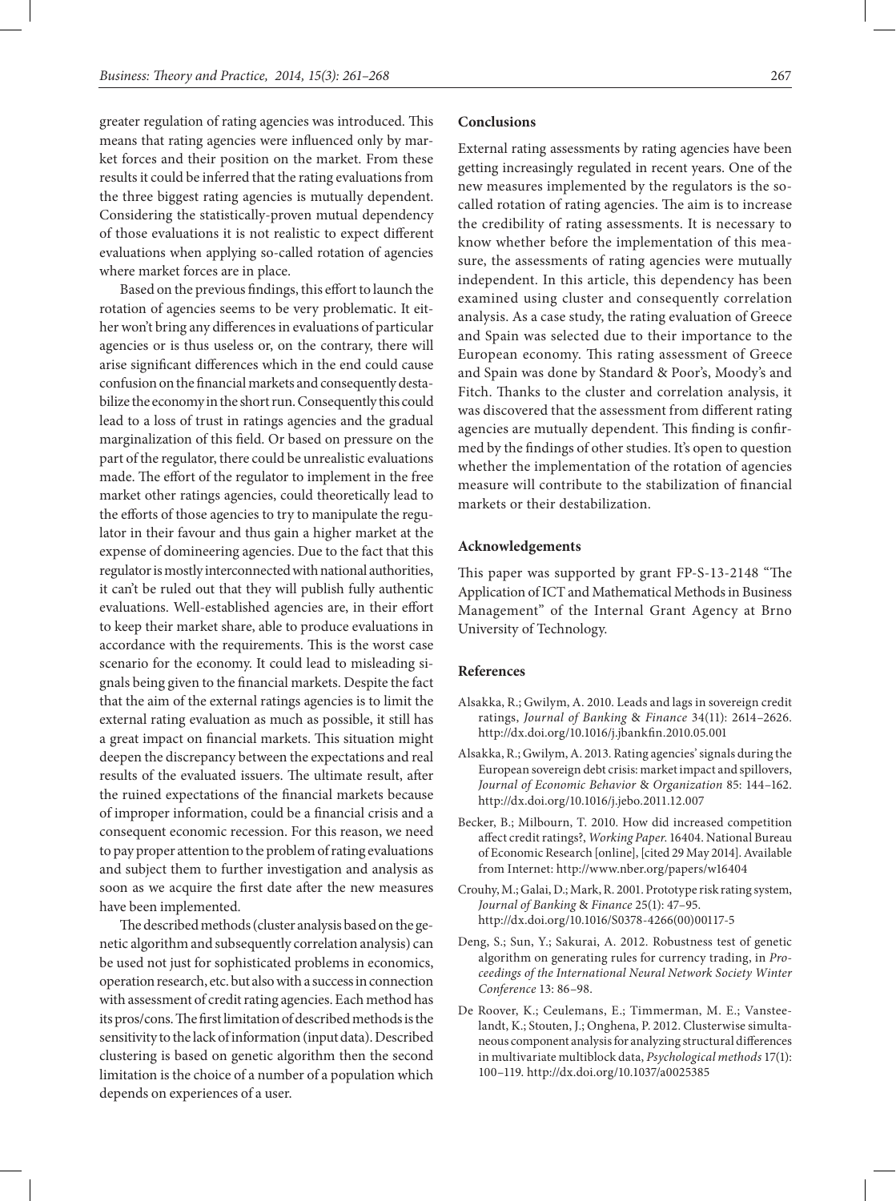greater regulation of rating agencies was introduced. This means that rating agencies were influenced only by market forces and their position on the market. From these results it could be inferred that the rating evaluations from the three biggest rating agencies is mutually dependent. Considering the statistically-proven mutual dependency of those evaluations it is not realistic to expect different evaluations when applying so-called rotation of agencies where market forces are in place.

Based on the previous findings, this effort to launch the rotation of agencies seems to be very problematic. It either won't bring any differences in evaluations of particular agencies or is thus useless or, on the contrary, there will arise significant differences which in the end could cause confusion on the financial markets and consequently destabilize the economy in the short run. Consequently this could lead to a loss of trust in ratings agencies and the gradual marginalization of this field. Or based on pressure on the part of the regulator, there could be unrealistic evaluations made. The effort of the regulator to implement in the free market other ratings agencies, could theoretically lead to the efforts of those agencies to try to manipulate the regulator in their favour and thus gain a higher market at the expense of domineering agencies. Due to the fact that this regulator is mostly interconnected with national authorities, it can't be ruled out that they will publish fully authentic evaluations. Well-established agencies are, in their effort to keep their market share, able to produce evaluations in accordance with the requirements. This is the worst case scenario for the economy. It could lead to misleading signals being given to the financial markets. Despite the fact that the aim of the external ratings agencies is to limit the external rating evaluation as much as possible, it still has a great impact on financial markets. This situation might deepen the discrepancy between the expectations and real results of the evaluated issuers. The ultimate result, after the ruined expectations of the financial markets because of improper information, could be a financial crisis and a consequent economic recession. For this reason, we need to pay proper attention to the problem of rating evaluations and subject them to further investigation and analysis as soon as we acquire the first date after the new measures have been implemented.

The described methods (cluster analysis based on the genetic algorithm and subsequently correlation analysis) can be used not just for sophisticated problems in economics, operation research, etc. but also with a success in connection with assessment of credit rating agencies. Each method has its pros/cons. The first limitation of described methods is the sensitivity to the lack of information (input data). Described clustering is based on genetic algorithm then the second limitation is the choice of a number of a population which depends on experiences of a user.

## Conclusions

External rating assessments by rating agencies have been getting increasingly regulated in recent years. One of the new measures implemented by the regulators is the so-called rotation of rating agencies. The aim is to increase the credibility of rating assessments. It is necessary to know whether before the implementation of this measure, the assessments of rating agencies were mutually independent. In this article, this dependency has been examined using cluster and consequently correlation analysis. As a case study, the rating evaluation of Greece and Spain was selected due to their importance to the European economy. This rating assessment of Greece and Spain was done by Standard & Poor's, Moody's and Fitch. Thanks to the cluster and correlation analysis, it was discovered that the assessment from different rating agencies are mutually dependent. This finding is confirmed by the findings of other studies. It's open to question whether the implementation of the rotation of agencies measure will contribute to the stabilization of financial markets or their destabilization.

## Acknowledgements

This paper was supported by grant FP-S-13-2148 "The Application of ICT and Mathematical Methods in Business Management" of the Internal Grant Agency at Brno University of Technology.

## References

Alsakka, R.; Gwilym, A. 2010. Leads and lags in sovereign credit ratings, *Journal of Banking & Finance* 34(11): 2614–2626. http://dx.doi.org/10.1016/j.jbankfin.2010.05.001

Alsakka, R.; Gwilym, A. 2013. Rating agencies' signals during the European sovereign debt crisis: market impact and spillovers, *Journal of Economic Behavior & Organization* 85: 144–162. http://dx.doi.org/10.1016/j.jebo.2011.12.007

Becker, B.; Milbourn, T. 2010. How did increased competition affect credit ratings?, *Working Paper*. 16404. National Bureau of Economic Research [online], [cited 29 May 2014]. Available from Internet: http://www.nber.org/papers/w16404

Crouhy, M.; Galai, D.; Mark, R. 2001. Prototype risk rating system, *Journal of Banking & Finance* 25(1): 47–95. http://dx.doi.org/10.1016/S0378-4266(00)00117-5

Deng, S.; Sun, Y.; Sakurai, A. 2012. Robustness test of genetic algorithm on generating rules for currency trading, in *Proceedings of the International Neural Network Society Winter Conference* 13: 86–98.

De Roover, K.; Ceulemans, E.; Timmerman, M. E.; Vansteelandt, K.; Stouten, J.; Onghena, P. 2012. Clusterwise simultaneous component analysis for analyzing structural differences in multivariate multiblock data, *Psychological methods* 17(1): 100–119. http://dx.doi.org/10.1037/a0025385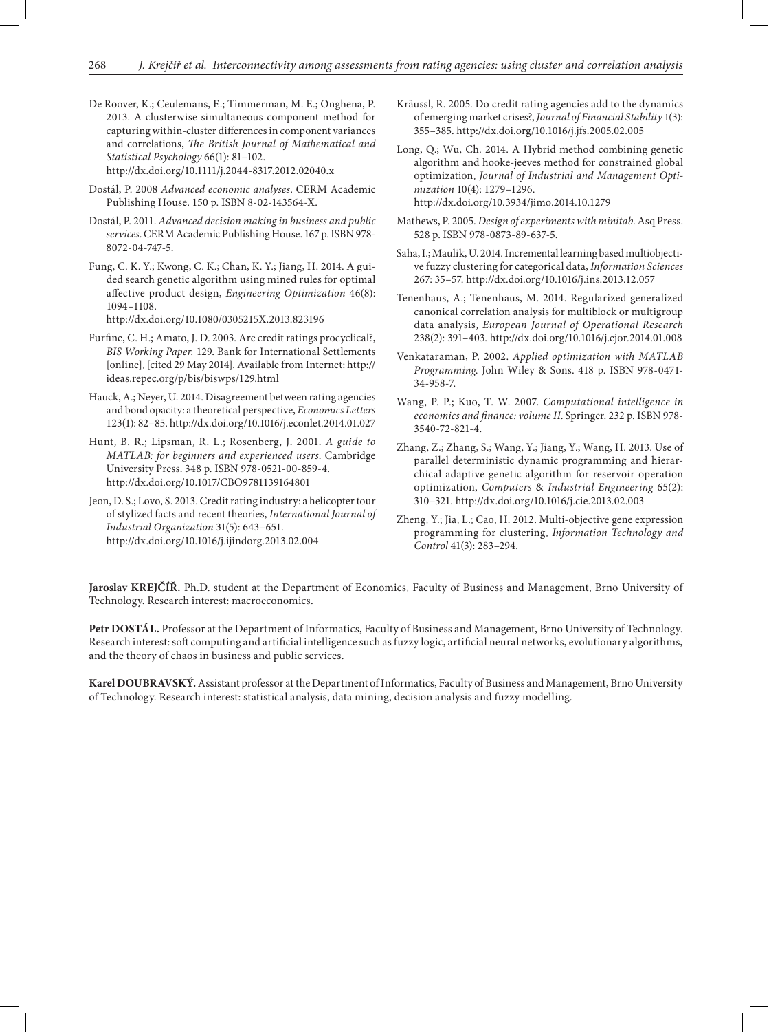De Roover, K.; Ceulemans, E.; Timmerman, M. E.; Onghena, P. 2013. A clusterwise simultaneous component method for capturing within-cluster differences in component variances and correlations, *The British Journal of Mathematical and Statistical Psychology* 66(1): 81–102. http://dx.doi.org/10.1111/j.2044-8317.2012.02040.x

Dostál, P. 2008 *Advanced economic analyses*. CERM Academic Publishing House. 150 p. ISBN 8-02-143564-X.

Dostál, P. 2011. *Advanced decision making in business and public services*. CERM Academic Publishing House. 167 p. ISBN 978-8072-04-747-5.

Fung, C. K. Y.; Kwong, C. K.; Chan, K. Y.; Jiang, H. 2014. A guided search genetic algorithm using mined rules for optimal affective product design, *Engineering Optimization* 46(8): 1094–1108. http://dx.doi.org/10.1080/0305215X.2013.823196

Furfine, C. H.; Amato, J. D. 2003. Are credit ratings procyclical?, *BIS Working Paper.* 129. Bank for International Settlements [online], [cited 29 May 2014]. Available from Internet: http://ideas.repec.org/p/bis/biswps/129.html

Hauck, A.; Neyer, U. 2014. Disagreement between rating agencies and bond opacity: a theoretical perspective, *Economics Letters* 123(1): 82–85. http://dx.doi.org/10.1016/j.econlet.2014.01.027

Hunt, B. R.; Lipsman, R. L.; Rosenberg, J. 2001. *A guide to MATLAB: for beginners and experienced users*. Cambridge University Press. 348 p. ISBN 978-0521-00-859-4. http://dx.doi.org/10.1017/CBO9781139164801

Jeon, D. S.; Lovo, S. 2013. Credit rating industry: a helicopter tour of stylized facts and recent theories, *International Journal of Industrial Organization* 31(5): 643–651. http://dx.doi.org/10.1016/j.ijindorg.2013.02.004

Kräussl, R. 2005. Do credit rating agencies add to the dynamics of emerging market crises?, *Journal of Financial Stability* 1(3): 355–385. http://dx.doi.org/10.1016/j.jfs.2005.02.005

Long, Q.; Wu, Ch. 2014. A Hybrid method combining genetic algorithm and hooke-jeeves method for constrained global optimization, *Journal of Industrial and Management Optimization* 10(4): 1279–1296. http://dx.doi.org/10.3934/jimo.2014.10.1279

Mathews, P. 2005. *Design of experiments with minitab*. Asq Press. 528 p. ISBN 978-0873-89-637-5.

Saha, I.; Maulik, U. 2014. Incremental learning based multiobjective fuzzy clustering for categorical data, *Information Sciences* 267: 35–57. http://dx.doi.org/10.1016/j.ins.2013.12.057

Tenenhaus, A.; Tenenhaus, M. 2014. Regularized generalized canonical correlation analysis for multiblock or multigroup data analysis, *European Journal of Operational Research* 238(2): 391–403. http://dx.doi.org/10.1016/j.ejor.2014.01.008

Venkataraman, P. 2002. *Applied optimization with MATLAB Programming.* John Wiley & Sons. 418 p. ISBN 978-0471-34-958-7.

Wang, P. P.; Kuo, T. W. 2007. *Computational intelligence in economics and finance: volume II*. Springer. 232 p. ISBN 978-3540-72-821-4.

Zhang, Z.; Zhang, S.; Wang, Y.; Jiang, Y.; Wang, H. 2013. Use of parallel deterministic dynamic programming and hierarchical adaptive genetic algorithm for reservoir operation optimization, *Computers* & *Industrial Engineering* 65(2): 310–321. http://dx.doi.org/10.1016/j.cie.2013.02.003

Zheng, Y.; Jia, L.; Cao, H. 2012. Multi-objective gene expression programming for clustering, *Information Technology and Control* 41(3): 283–294.

**Jaroslav KREJČÍŘ.** Ph.D. student at the Department of Economics, Faculty of Business and Management, Brno University of Technology. Research interest: macroeconomics.

**Petr DOSTÁL.** Professor at the Department of Informatics, Faculty of Business and Management, Brno University of Technology. Research interest: soft computing and artificial intelligence such as fuzzy logic, artificial neural networks, evolutionary algorithms, and the theory of chaos in business and public services.

**Karel DOUBRAVSKÝ.** Assistant professor at the Department of Informatics, Faculty of Business and Management, Brno University of Technology. Research interest: statistical analysis, data mining, decision analysis and fuzzy modelling.